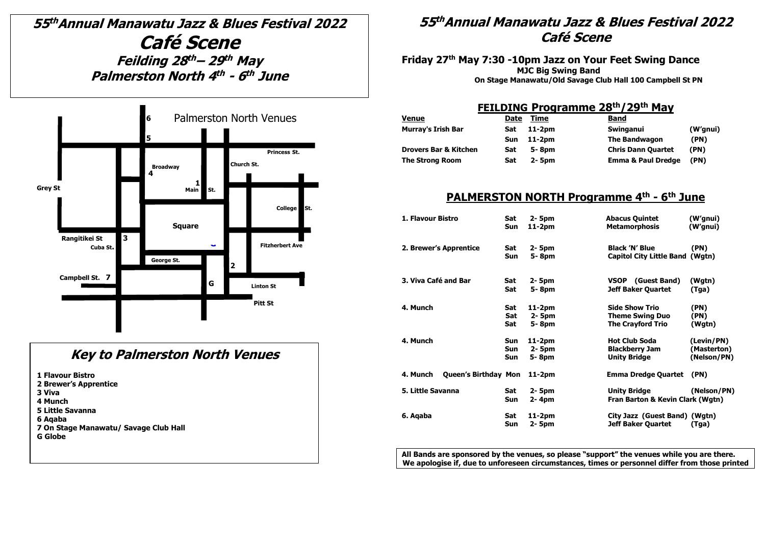# 55th Annual Manawatu Jazz & Blues Festival 2022

# Café Scene

## Feilding 28th – 29th May
## Palmerston North 4th - 6th June

Palmerston North Venues

6, 5, Princess St., Broadway, 4, Church St., 1, Main St., Grey St, College St., Square, Rangitikei St, 3, Cuba St., Fitzherbert Ave, George St., 2, Campbell St. 7, G, Linton St, Pitt St

## Key to Palmerston North Venues

1 Flavour Bistro
2 Brewer's Apprentice
3 Viva
4 Munch
5 Little Savanna
6 Aqaba
7 On Stage Manawatu/ Savage Club Hall
G Globe

# 55th Annual Manawatu Jazz & Blues Festival 2022 Café Scene

**Friday 27th May 7:30 -10pm Jazz on Your Feet Swing Dance**
**MJC Big Swing Band**
**On Stage Manawatu/Old Savage Club Hall 100 Campbell St PN**

## FEILDING Programme 28th/29th May

| Venue | Date | Time | Band | |
|---|---|---|---|---|
| Murray's Irish Bar | Sat | 11-2pm | Swinganui | (W'gnui) |
| | Sun | 11-2pm | The Bandwagon | (PN) |
| Drovers Bar & Kitchen | Sat | 5- 8pm | Chris Dann Quartet | (PN) |
| The Strong Room | Sat | 2- 5pm | Emma & Paul Dredge | (PN) |

## PALMERSTON NORTH Programme 4th - 6th June

| Venue | Date | Time | Band | |
|---|---|---|---|---|
| 1. Flavour Bistro | Sat | 2- 5pm | Abacus Quintet | (W'gnui) |
| | Sun | 11-2pm | Metamorphosis | (W'gnui) |
| 2. Brewer's Apprentice | Sat | 2- 5pm | Black 'N' Blue | (PN) |
| | Sun | 5- 8pm | Capitol City Little Band | (Wgtn) |
| 3. Viva Café and Bar | Sat | 2- 5pm | VSOP (Guest Band) | (Wgtn) |
| | Sat | 5- 8pm | Jeff Baker Quartet | (Tga) |
| 4. Munch | Sat | 11-2pm | Side Show Trio | (PN) |
| | Sat | 2- 5pm | Theme Swing Duo | (PN) |
| | Sat | 5- 8pm | The Crayford Trio | (Wgtn) |
| 4. Munch | Sun | 11-2pm | Hot Club Soda | (Levin/PN) |
| | Sun | 2- 5pm | Blackberry Jam | (Masterton) |
| | Sun | 5- 8pm | Unity Bridge | (Nelson/PN) |
| 4. Munch Queen's Birthday | Mon | 11-2pm | Emma Dredge Quartet | (PN) |
| 5. Little Savanna | Sat | 2- 5pm | Unity Bridge | (Nelson/PN) |
| | Sun | 2- 4pm | Fran Barton & Kevin Clark | (Wgtn) |
| 6. Aqaba | Sat | 11-2pm | City Jazz (Guest Band) | (Wgtn) |
| | Sun | 2- 5pm | Jeff Baker Quartet | (Tga) |

**All Bands are sponsored by the venues, so please "support" the venues while you are there. We apologise if, due to unforeseen circumstances, times or personnel differ from those printed**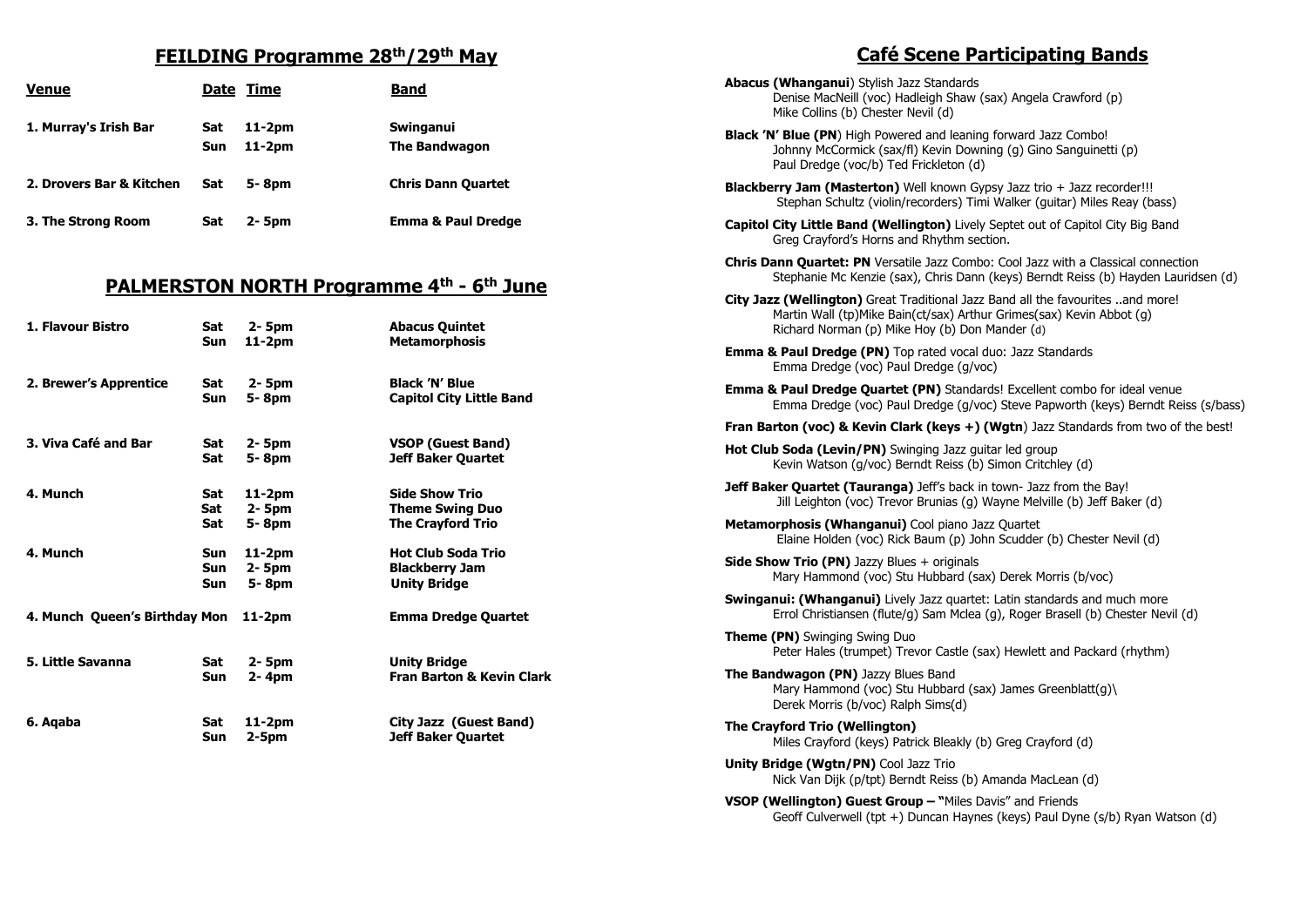## FEILDING Programme 28th/29th May

| Venue | Date | Time | Band |
|---|---|---|---|
| 1. Murray's Irish Bar | Sat | 11-2pm | Swinganui |
| | Sun | 11-2pm | The Bandwagon |
| 2. Drovers Bar & Kitchen | Sat | 5- 8pm | Chris Dann Quartet |
| 3. The Strong Room | Sat | 2- 5pm | Emma & Paul Dredge |

## PALMERSTON NORTH Programme 4th - 6th June

| | | | |
|---|---|---|---|
| 1. Flavour Bistro | Sat | 2- 5pm | Abacus Quintet |
| | Sun | 11-2pm | Metamorphosis |
| 2. Brewer's Apprentice | Sat | 2- 5pm | Black 'N' Blue |
| | Sun | 5- 8pm | Capitol City Little Band |
| 3. Viva Café and Bar | Sat | 2- 5pm | VSOP (Guest Band) |
| | Sat | 5- 8pm | Jeff Baker Quartet |
| 4. Munch | Sat | 11-2pm | Side Show Trio |
| | Sat | 2- 5pm | Theme Swing Duo |
| | Sat | 5- 8pm | The Crayford Trio |
| 4. Munch | Sun | 11-2pm | Hot Club Soda Trio |
| | Sun | 2- 5pm | Blackberry Jam |
| | Sun | 5- 8pm | Unity Bridge |
| 4. Munch Queen's Birthday | Mon | 11-2pm | Emma Dredge Quartet |
| 5. Little Savanna | Sat | 2- 5pm | Unity Bridge |
| | Sun | 2- 4pm | Fran Barton & Kevin Clark |
| 6. Aqaba | Sat | 11-2pm | City Jazz (Guest Band) |
| | Sun | 2-5pm | Jeff Baker Quartet |

## Café Scene Participating Bands

**Abacus (Whanganui**) Stylish Jazz Standards
Denise MacNeill (voc) Hadleigh Shaw (sax) Angela Crawford (p) Mike Collins (b) Chester Nevil (d)

**Black 'N' Blue (PN**) High Powered and leaning forward Jazz Combo!
Johnny McCormick (sax/fl) Kevin Downing (g) Gino Sanguinetti (p) Paul Dredge (voc/b) Ted Frickleton (d)

**Blackberry Jam (Masterton)** Well known Gypsy Jazz trio + Jazz recorder!!!
Stephan Schultz (violin/recorders) Timi Walker (guitar) Miles Reay (bass)

**Capitol City Little Band (Wellington)** Lively Septet out of Capitol City Big Band
Greg Crayford's Horns and Rhythm section.

**Chris Dann Quartet: PN** Versatile Jazz Combo: Cool Jazz with a Classical connection
Stephanie Mc Kenzie (sax), Chris Dann (keys) Berndt Reiss (b) Hayden Lauridsen (d)

**City Jazz (Wellington)** Great Traditional Jazz Band all the favourites ..and more!
Martin Wall (tp)Mike Bain(ct/sax) Arthur Grimes(sax) Kevin Abbot (g) Richard Norman (p) Mike Hoy (b) Don Mander (d)

**Emma & Paul Dredge (PN)** Top rated vocal duo: Jazz Standards
Emma Dredge (voc) Paul Dredge (g/voc)

**Emma & Paul Dredge Quartet (PN)** Standards! Excellent combo for ideal venue
Emma Dredge (voc) Paul Dredge (g/voc) Steve Papworth (keys) Berndt Reiss (s/bass)

**Fran Barton (voc) & Kevin Clark (keys +) (Wgtn**) Jazz Standards from two of the best!

**Hot Club Soda (Levin/PN)** Swinging Jazz guitar led group
Kevin Watson (g/voc) Berndt Reiss (b) Simon Critchley (d)

**Jeff Baker Quartet (Tauranga)** Jeff's back in town- Jazz from the Bay!
Jill Leighton (voc) Trevor Brunias (g) Wayne Melville (b) Jeff Baker (d)

**Metamorphosis (Whanganui)** Cool piano Jazz Quartet
Elaine Holden (voc) Rick Baum (p) John Scudder (b) Chester Nevil (d)

**Side Show Trio (PN)** Jazzy Blues + originals
Mary Hammond (voc) Stu Hubbard (sax) Derek Morris (b/voc)

**Swinganui: (Whanganui)** Lively Jazz quartet: Latin standards and much more
Errol Christiansen (flute/g) Sam Mclea (g), Roger Brasell (b) Chester Nevil (d)

**Theme (PN)** Swinging Swing Duo
Peter Hales (trumpet) Trevor Castle (sax) Hewlett and Packard (rhythm)

**The Bandwagon (PN)** Jazzy Blues Band
Mary Hammond (voc) Stu Hubbard (sax) James Greenblatt(g)\ Derek Morris (b/voc) Ralph Sims(d)

**The Crayford Trio (Wellington)**
Miles Crayford (keys) Patrick Bleakly (b) Greg Crayford (d)

**Unity Bridge (Wgtn/PN)** Cool Jazz Trio
Nick Van Dijk (p/tpt) Berndt Reiss (b) Amanda MacLean (d)

**VSOP (Wellington) Guest Group – "**Miles Davis" and Friends
Geoff Culverwell (tpt +) Duncan Haynes (keys) Paul Dyne (s/b) Ryan Watson (d)